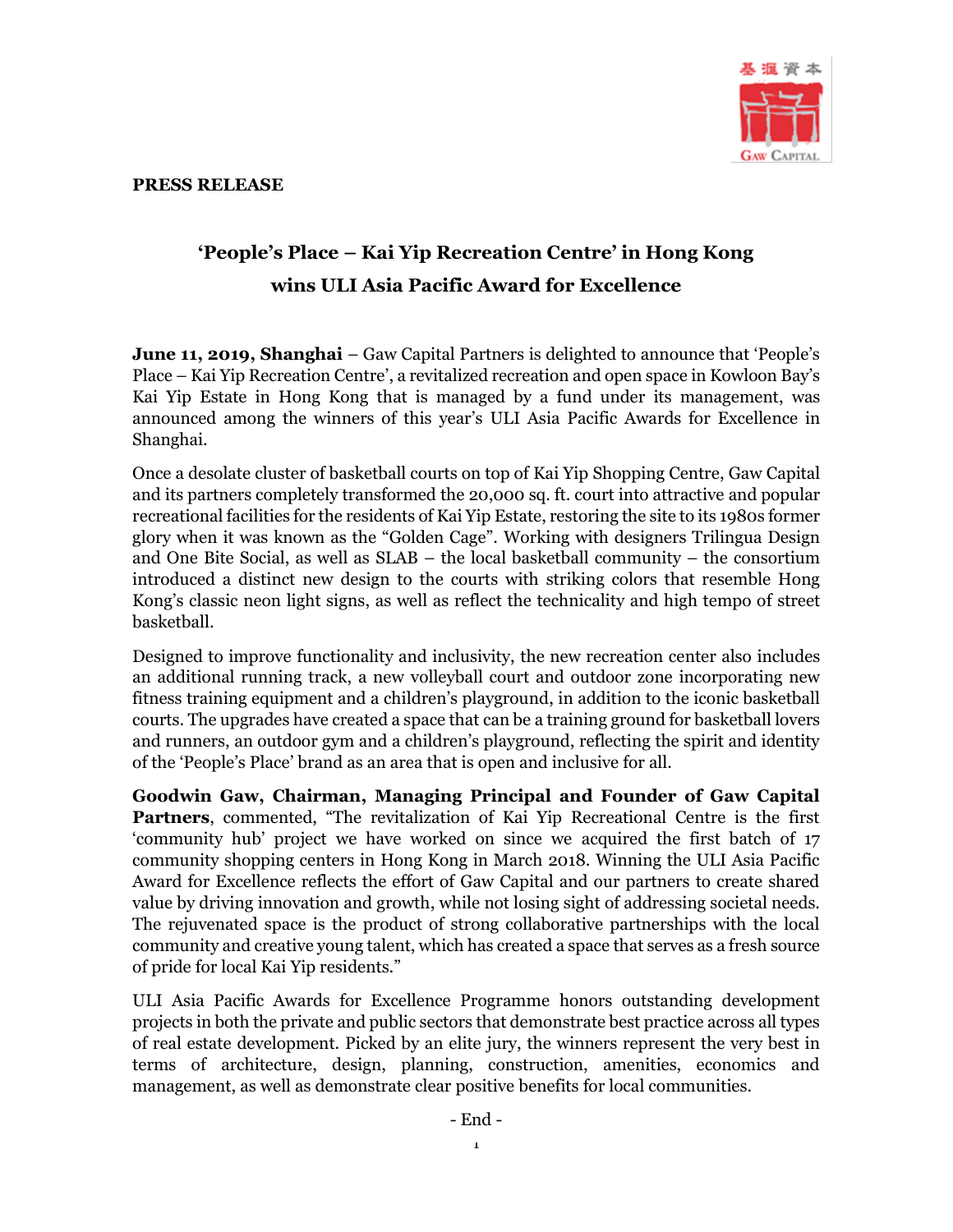**PRESS RELEASE**

# 'People's Place – Kai Yip Recreation Centre' in Hong Kong wins ULI Asia Pacific Award for Excellence

**June 11, 2019, Shanghai** – Gaw Capital Partners is delighted to announce that 'People's Place – Kai Yip Recreation Centre', a revitalized recreation and open space in Kowloon Bay's Kai Yip Estate in Hong Kong that is managed by a fund under its management, was announced among the winners of this year's ULI Asia Pacific Awards for Excellence in Shanghai.

Once a desolate cluster of basketball courts on top of Kai Yip Shopping Centre, Gaw Capital and its partners completely transformed the 20,000 sq. ft. court into attractive and popular recreational facilities for the residents of Kai Yip Estate, restoring the site to its 1980s former glory when it was known as the "Golden Cage". Working with designers Trilingua Design and One Bite Social, as well as SLAB – the local basketball community – the consortium introduced a distinct new design to the courts with striking colors that resemble Hong Kong's classic neon light signs, as well as reflect the technicality and high tempo of street basketball.

Designed to improve functionality and inclusivity, the new recreation center also includes an additional running track, a new volleyball court and outdoor zone incorporating new fitness training equipment and a children's playground, in addition to the iconic basketball courts. The upgrades have created a space that can be a training ground for basketball lovers and runners, an outdoor gym and a children's playground, reflecting the spirit and identity of the 'People's Place' brand as an area that is open and inclusive for all.

**Goodwin Gaw, Chairman, Managing Principal and Founder of Gaw Capital Partners**, commented, "The revitalization of Kai Yip Recreational Centre is the first 'community hub' project we have worked on since we acquired the first batch of 17 community shopping centers in Hong Kong in March 2018. Winning the ULI Asia Pacific Award for Excellence reflects the effort of Gaw Capital and our partners to create shared value by driving innovation and growth, while not losing sight of addressing societal needs. The rejuvenated space is the product of strong collaborative partnerships with the local community and creative young talent, which has created a space that serves as a fresh source of pride for local Kai Yip residents."

ULI Asia Pacific Awards for Excellence Programme honors outstanding development projects in both the private and public sectors that demonstrate best practice across all types of real estate development. Picked by an elite jury, the winners represent the very best in terms of architecture, design, planning, construction, amenities, economics and management, as well as demonstrate clear positive benefits for local communities.

- End -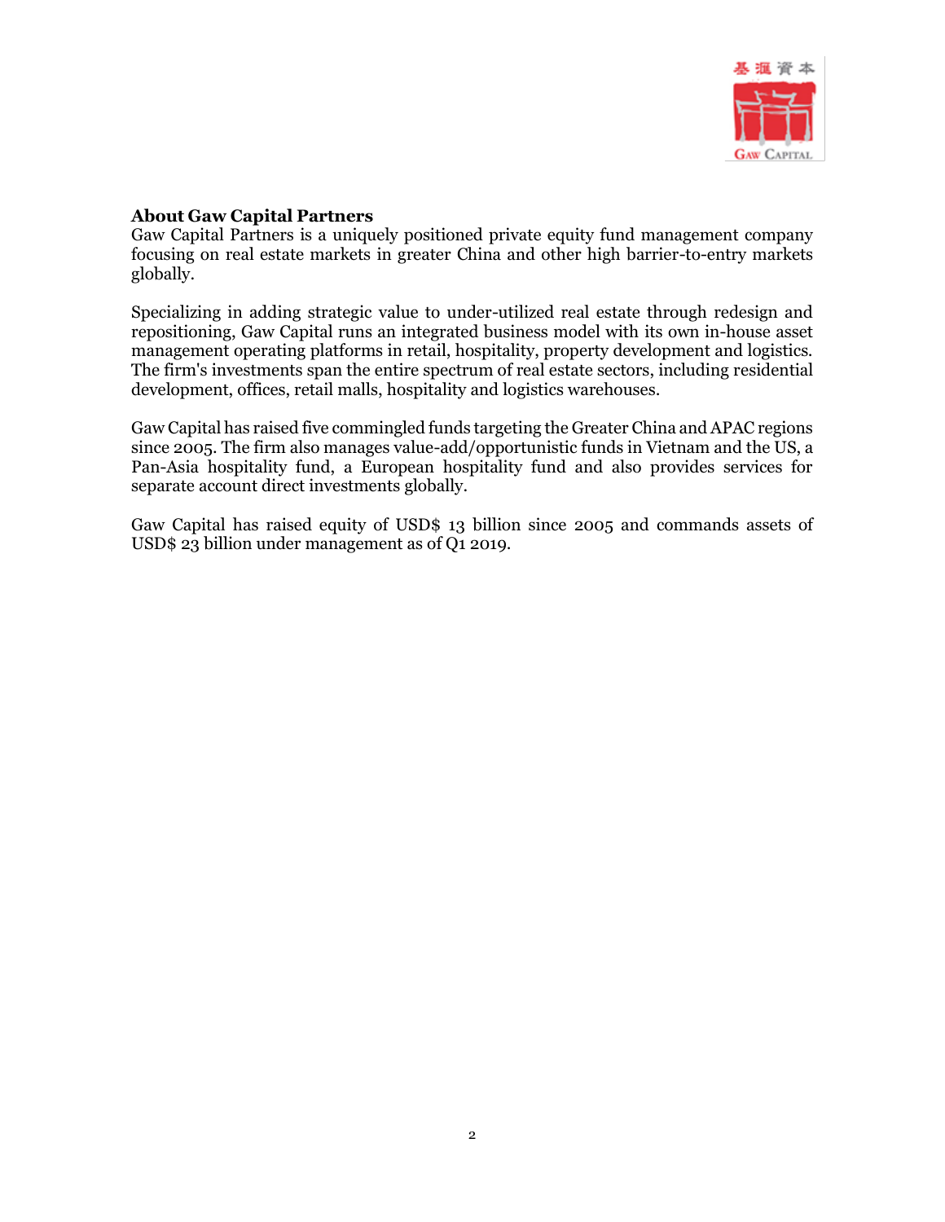**About Gaw Capital Partners**
Gaw Capital Partners is a uniquely positioned private equity fund management company focusing on real estate markets in greater China and other high barrier-to-entry markets globally.

Specializing in adding strategic value to under-utilized real estate through redesign and repositioning, Gaw Capital runs an integrated business model with its own in-house asset management operating platforms in retail, hospitality, property development and logistics. The firm's investments span the entire spectrum of real estate sectors, including residential development, offices, retail malls, hospitality and logistics warehouses.

Gaw Capital has raised five commingled funds targeting the Greater China and APAC regions since 2005. The firm also manages value-add/opportunistic funds in Vietnam and the US, a Pan-Asia hospitality fund, a European hospitality fund and also provides services for separate account direct investments globally.

Gaw Capital has raised equity of USD$ 13 billion since 2005 and commands assets of USD$ 23 billion under management as of Q1 2019.